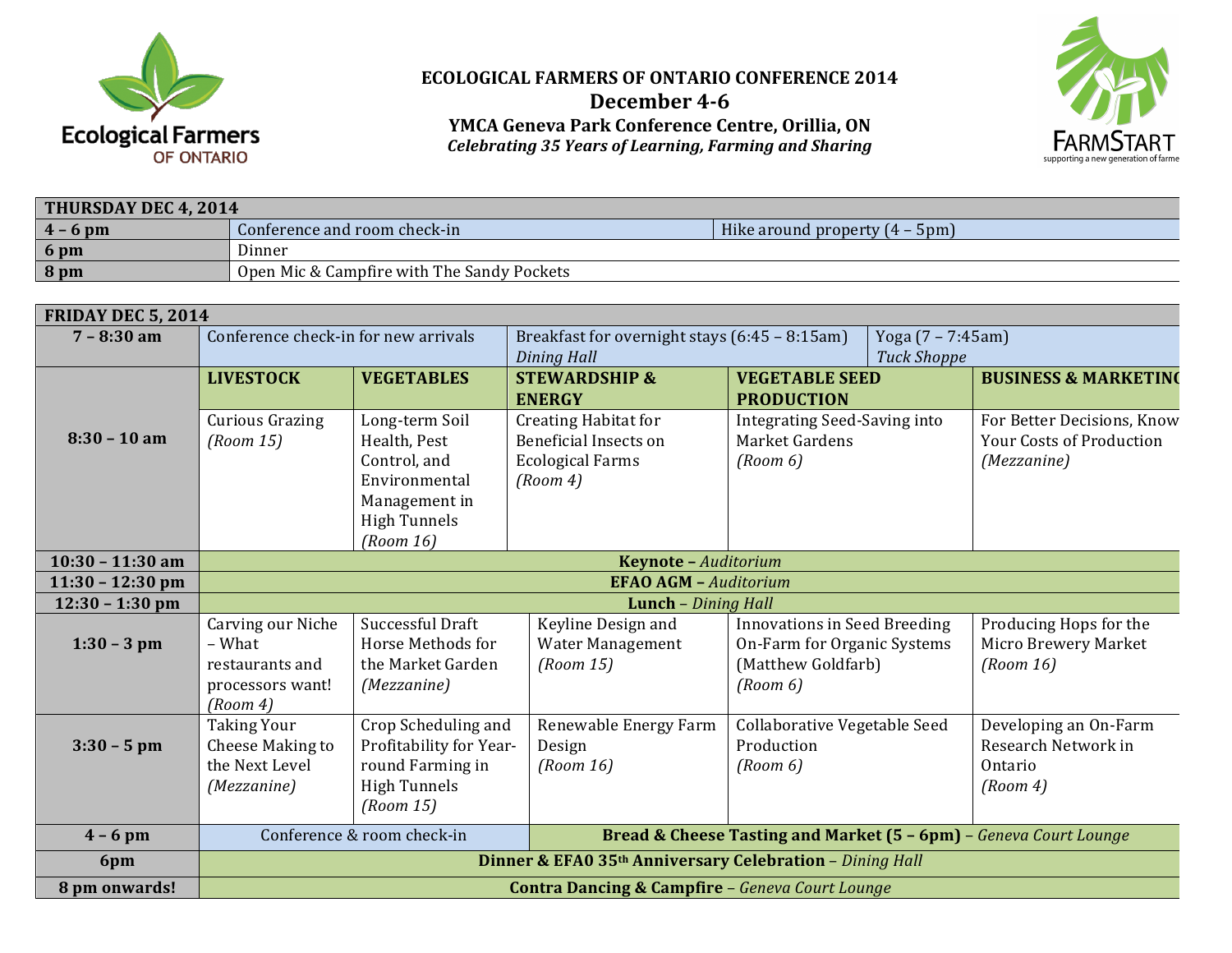# ECOLOGICAL FARMERS OF ONTARIO CONFERENCE 2014

## December 4-6

### YMCA Geneva Park Conference Centre, Orillia, ON

***Celebrating 35 Years of Learning, Farming and Sharing***

| **THURSDAY DEC 4, 2014** | | |
|---|---|---|
| **4 – 6 pm** | Conference and room check-in | Hike around property (4 – 5pm) |
| **6 pm** | Dinner | |
| **8 pm** | Open Mic & Campfire with The Sandy Pockets | |

| **FRIDAY DEC 5, 2014** | | | | | |
|---|---|---|---|---|---|
| **7 – 8:30 am** | Conference check-in for new arrivals | | Breakfast for overnight stays (6:45 – 8:15am) *Dining Hall* | Yoga (7 – 7:45am) *Tuck Shoppe* | |
| | **LIVESTOCK** | **VEGETABLES** | **STEWARDSHIP & ENERGY** | **VEGETABLE SEED PRODUCTION** | **BUSINESS & MARKETING** |
| **8:30 – 10 am** | Curious Grazing *(Room 15)* | Long-term Soil Health, Pest Control, and Environmental Management in High Tunnels *(Room 16)* | Creating Habitat for Beneficial Insects on Ecological Farms *(Room 4)* | Integrating Seed-Saving into Market Gardens *(Room 6)* | For Better Decisions, Know Your Costs of Production *(Mezzanine)* |
| **10:30 – 11:30 am** | **Keynote** – *Auditorium* | | | | |
| **11:30 – 12:30 pm** | **EFAO AGM** – *Auditorium* | | | | |
| **12:30 – 1:30 pm** | **Lunch** – *Dining Hall* | | | | |
| **1:30 – 3 pm** | Carving our Niche – What restaurants and processors want! *(Room 4)* | Successful Draft Horse Methods for the Market Garden *(Mezzanine)* | Keyline Design and Water Management *(Room 15)* | Innovations in Seed Breeding On-Farm for Organic Systems (Matthew Goldfarb) *(Room 6)* | Producing Hops for the Micro Brewery Market *(Room 16)* |
| **3:30 – 5 pm** | Taking Your Cheese Making to the Next Level *(Mezzanine)* | Crop Scheduling and Profitability for Year-round Farming in High Tunnels *(Room 15)* | Renewable Energy Farm Design *(Room 16)* | Collaborative Vegetable Seed Production *(Room 6)* | Developing an On-Farm Research Network in Ontario *(Room 4)* |
| **4 – 6 pm** | Conference & room check-in | | **Bread & Cheese Tasting and Market (5 – 6pm)** – *Geneva Court Lounge* | | |
| **6pm** | **Dinner & EFA0 35th Anniversary Celebration** – *Dining Hall* | | | | |
| **8 pm onwards!** | **Contra Dancing & Campfire** – *Geneva Court Lounge* | | | | |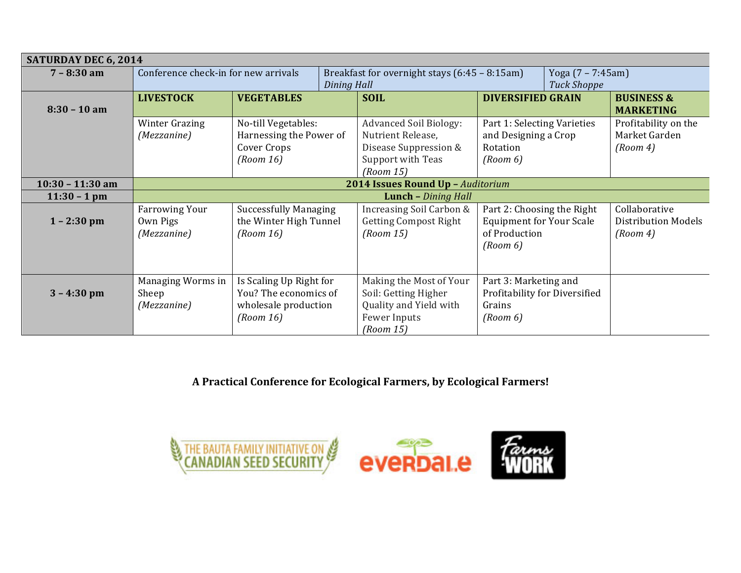| SATURDAY DEC 6, 2014 | | | | | |
|---|---|---|---|---|---|
| **7 – 8:30 am** | Conference check-in for new arrivals | | Breakfast for overnight stays (6:45 – 8:15am) *Dining Hall* | | Yoga (7 – 7:45am) *Tuck Shoppe* |
| **8:30 – 10 am** | **LIVESTOCK** | **VEGETABLES** | **SOIL** | **DIVERSIFIED GRAIN** | **BUSINESS & MARKETING** |
| | Winter Grazing *(Mezzanine)* | No-till Vegetables: Harnessing the Power of Cover Crops *(Room 16)* | Advanced Soil Biology: Nutrient Release, Disease Suppression & Support with Teas *(Room 15)* | Part 1: Selecting Varieties and Designing a Crop Rotation *(Room 6)* | Profitability on the Market Garden *(Room 4)* |
| **10:30 – 11:30 am** | **2014 Issues Round Up –** *Auditorium* | | | | |
| **11:30 – 1 pm** | **Lunch –** *Dining Hall* | | | | |
| **1 – 2:30 pm** | Farrowing Your Own Pigs *(Mezzanine)* | Successfully Managing the Winter High Tunnel *(Room 16)* | Increasing Soil Carbon & Getting Compost Right *(Room 15)* | Part 2: Choosing the Right Equipment for Your Scale of Production *(Room 6)* | Collaborative Distribution Models *(Room 4)* |
| **3 – 4:30 pm** | Managing Worms in Sheep *(Mezzanine)* | Is Scaling Up Right for You? The economics of wholesale production *(Room 16)* | Making the Most of Your Soil: Getting Higher Quality and Yield with Fewer Inputs *(Room 15)* | Part 3: Marketing and Profitability for Diversified Grains *(Room 6)* | |

**A Practical Conference for Ecological Farmers, by Ecological Farmers!**

THE BAUTA FAMILY INITIATIVE ON CANADIAN SEED SECURITY

everdale

Farms at WORK